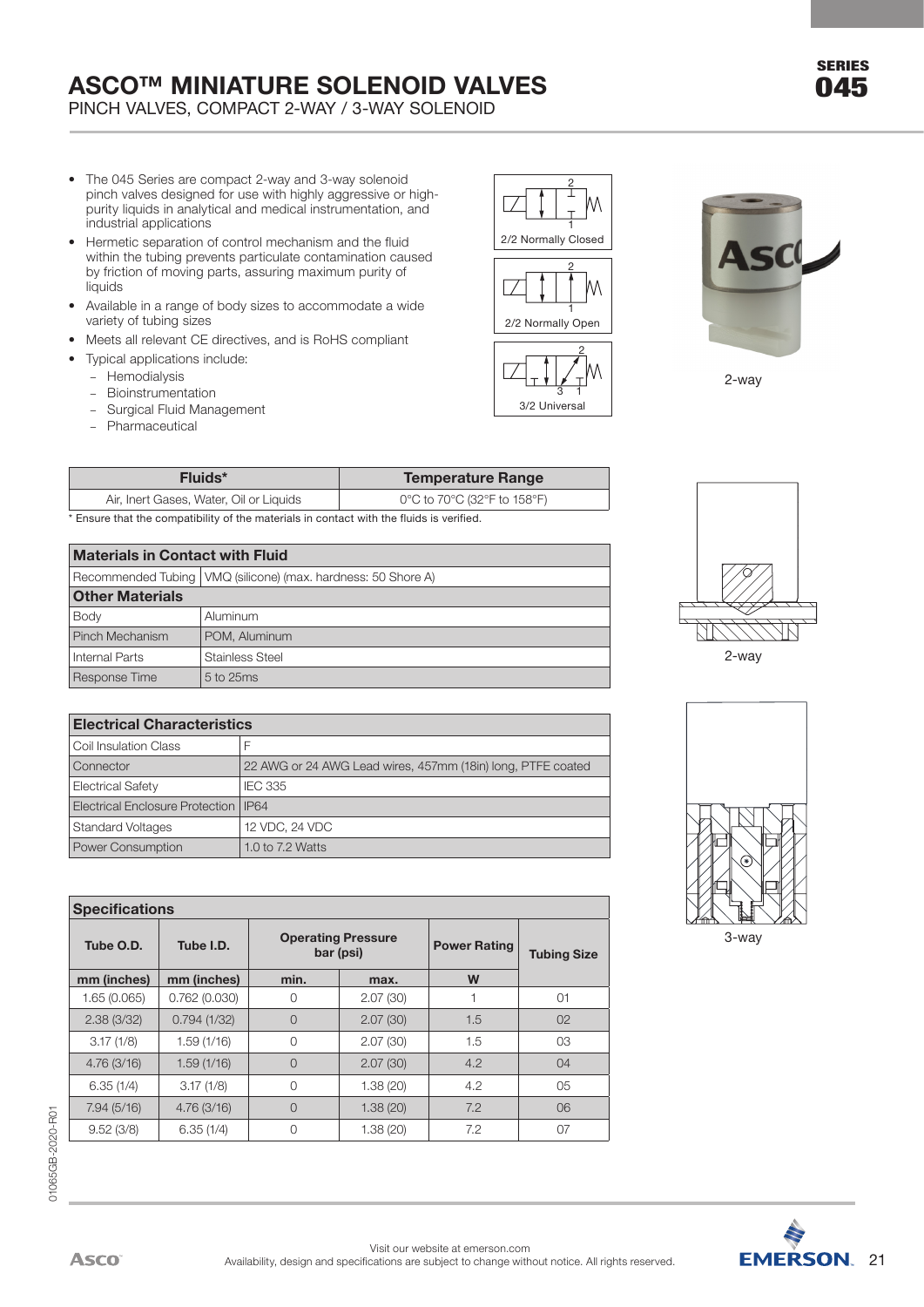# ASCO™ MINIATURE SOLENOID VALVES

PINCH VALVES, COMPACT 2-WAY / 3-WAY SOLENOID

SERIES **045**

- The 045 Series are compact 2-way and 3-way solenoid pinch valves designed for use with highly aggressive or high-purity liquids in analytical and medical instrumentation, and industrial applications
- Hermetic separation of control mechanism and the fluid within the tubing prevents particulate contamination caused by friction of moving parts, assuring maximum purity of liquids
- Available in a range of body sizes to accommodate a wide variety of tubing sizes
- Meets all relevant CE directives, and is RoHS compliant
- Typical applications include:
  - Hemodialysis
  - Bioinstrumentation
  - Surgical Fluid Management
  - Pharmaceutical

2/2 Normally Closed

2/2 Normally Open

3/2 Universal

2-way

2-way

3-way

| Fluids* | Temperature Range |
|---|---|
| Air, Inert Gases, Water, Oil or Liquids | 0°C to 70°C (32°F to 158°F) |

\* Ensure that the compatibility of the materials in contact with the fluids is verified.

| Materials in Contact with Fluid | |
|---|---|
| Recommended Tubing | VMQ (silicone) (max. hardness: 50 Shore A) |
| **Other Materials** | |
| Body | Aluminum |
| Pinch Mechanism | POM, Aluminum |
| Internal Parts | Stainless Steel |
| Response Time | 5 to 25ms |

| Electrical Characteristics | |
|---|---|
| Coil Insulation Class | F |
| Connector | 22 AWG or 24 AWG Lead wires, 457mm (18in) long, PTFE coated |
| Electrical Safety | IEC 335 |
| Electrical Enclosure Protection | IP64 |
| Standard Voltages | 12 VDC, 24 VDC |
| Power Consumption | 1.0 to 7.2 Watts |

**Specifications**

| Tube O.D. | Tube I.D. | Operating Pressure bar (psi) | | Power Rating | Tubing Size |
|---|---|---|---|---|---|
| mm (inches) | mm (inches) | min. | max. | W | |
| 1.65 (0.065) | 0.762 (0.030) | 0 | 2.07 (30) | 1 | 01 |
| 2.38 (3/32) | 0.794 (1/32) | 0 | 2.07 (30) | 1.5 | 02 |
| 3.17 (1/8) | 1.59 (1/16) | 0 | 2.07 (30) | 1.5 | 03 |
| 4.76 (3/16) | 1.59 (1/16) | 0 | 2.07 (30) | 4.2 | 04 |
| 6.35 (1/4) | 3.17 (1/8) | 0 | 1.38 (20) | 4.2 | 05 |
| 7.94 (5/16) | 4.76 (3/16) | 0 | 1.38 (20) | 7.2 | 06 |
| 9.52 (3/8) | 6.35 (1/4) | 0 | 1.38 (20) | 7.2 | 07 |

01065GB-2020-R01

Visit our website at emerson.com
Availability, design and specifications are subject to change without notice. All rights reserved.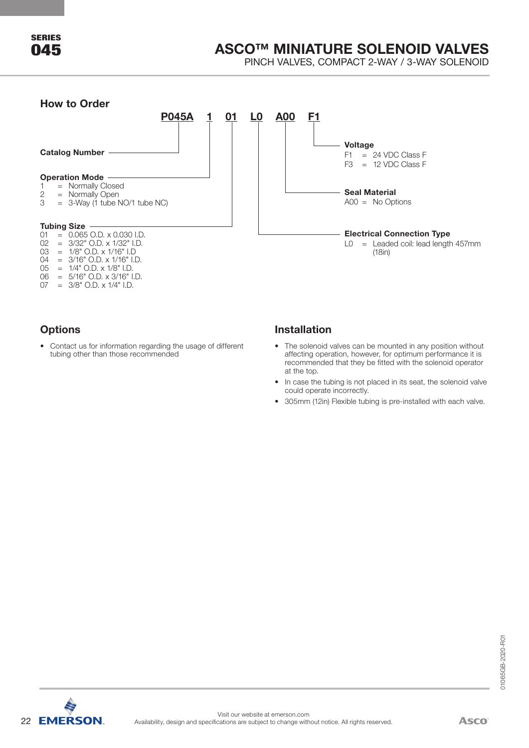## How to Order

**P045A 1 01 L0 A00 F1**

**Catalog Number** — P045A

**Operation Mode**
- 1 = Normally Closed
- 2 = Normally Open
- 3 = 3-Way (1 tube NO/1 tube NC)

**Tubing Size**
- 01 = 0.065 O.D. x 0.030 I.D.
- 02 = 3/32" O.D. x 1/32" I.D.
- 03 = 1/8" O.D. x 1/16" I.D
- 04 = 3/16" O.D. x 1/16" I.D.
- 05 = 1/4" O.D. x 1/8" I.D.
- 06 = 5/16" O.D. x 3/16" I.D.
- 07 = 3/8" O.D. x 1/4" I.D.

**Electrical Connection Type**
- L0 = Leaded coil: lead length 457mm (18in)

**Seal Material**
- A00 = No Options

**Voltage**
- F1 = 24 VDC Class F
- F3 = 12 VDC Class F

## Options

- Contact us for information regarding the usage of different tubing other than those recommended

## Installation

- The solenoid valves can be mounted in any position without affecting operation, however, for optimum performance it is recommended that they be fitted with the solenoid operator at the top.
- In case the tubing is not placed in its seat, the solenoid valve could operate incorrectly.
- 305mm (12in) Flexible tubing is pre-installed with each valve.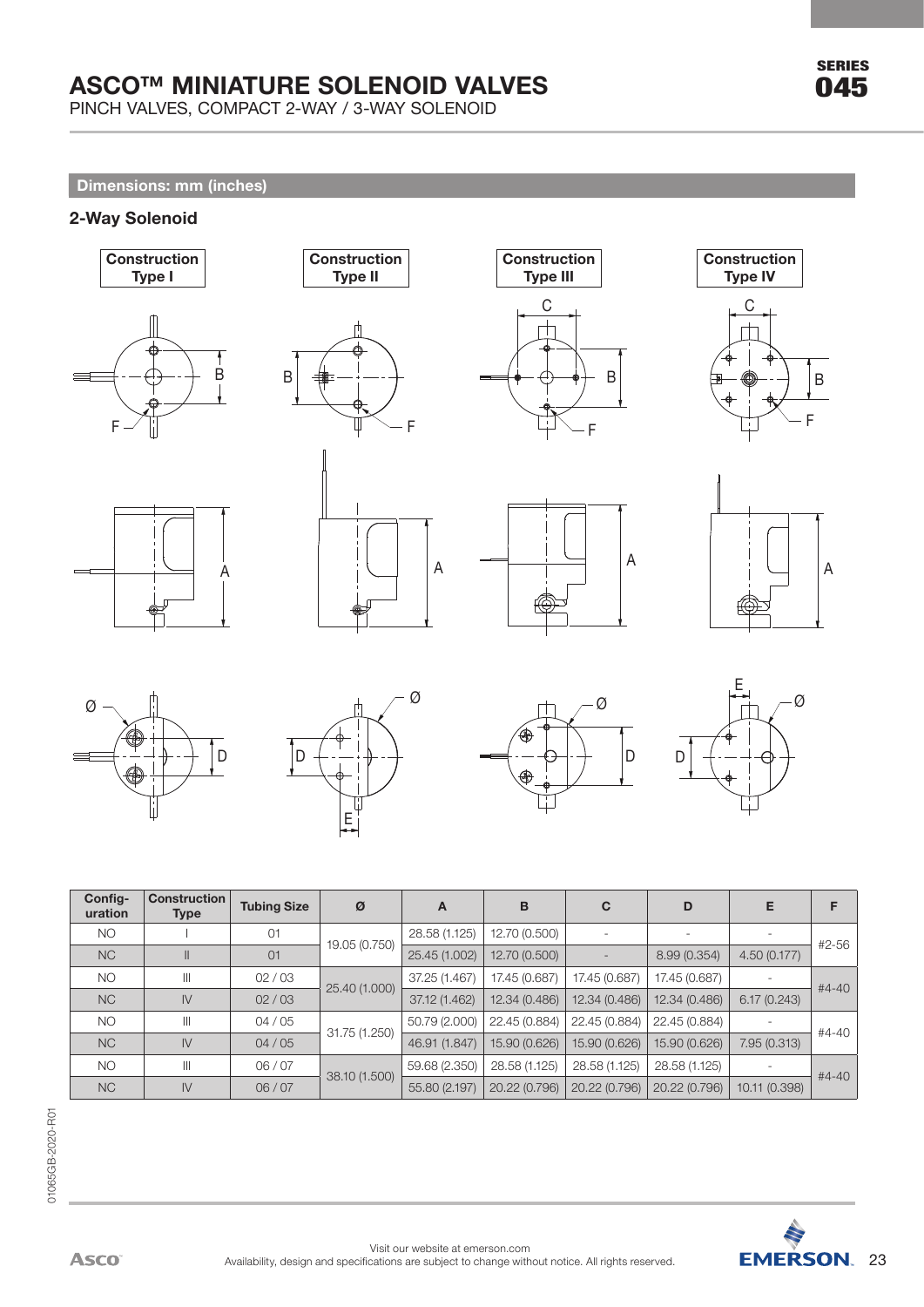# ASCO™ MINIATURE SOLENOID VALVES

PINCH VALVES, COMPACT 2-WAY / 3-WAY SOLENOID

SERIES 045

## Dimensions: mm (inches)

### 2-Way Solenoid

Construction Type I | Construction Type II | Construction Type III | Construction Type IV

| Configuration | Construction Type | Tubing Size | Ø | A | B | C | D | E | F |
|---|---|---|---|---|---|---|---|---|---|
| NO | I | 01 | 19.05 (0.750) | 28.58 (1.125) | 12.70 (0.500) | - | - | - | #2-56 |
| NC | II | 01 | | 25.45 (1.002) | 12.70 (0.500) | - | 8.99 (0.354) | 4.50 (0.177) | |
| NO | III | 02 / 03 | 25.40 (1.000) | 37.25 (1.467) | 17.45 (0.687) | 17.45 (0.687) | 17.45 (0.687) | - | #4-40 |
| NC | IV | 02 / 03 | | 37.12 (1.462) | 12.34 (0.486) | 12.34 (0.486) | 12.34 (0.486) | 6.17 (0.243) | |
| NO | III | 04 / 05 | 31.75 (1.250) | 50.79 (2.000) | 22.45 (0.884) | 22.45 (0.884) | 22.45 (0.884) | - | #4-40 |
| NC | IV | 04 / 05 | | 46.91 (1.847) | 15.90 (0.626) | 15.90 (0.626) | 15.90 (0.626) | 7.95 (0.313) | |
| NO | III | 06 / 07 | 38.10 (1.500) | 59.68 (2.350) | 28.58 (1.125) | 28.58 (1.125) | 28.58 (1.125) | - | #4-40 |
| NC | IV | 06 / 07 | | 55.80 (2.197) | 20.22 (0.796) | 20.22 (0.796) | 20.22 (0.796) | 10.11 (0.398) | |

01065GB-2020-R01

Visit our website at emerson.com
Availability, design and specifications are subject to change without notice. All rights reserved.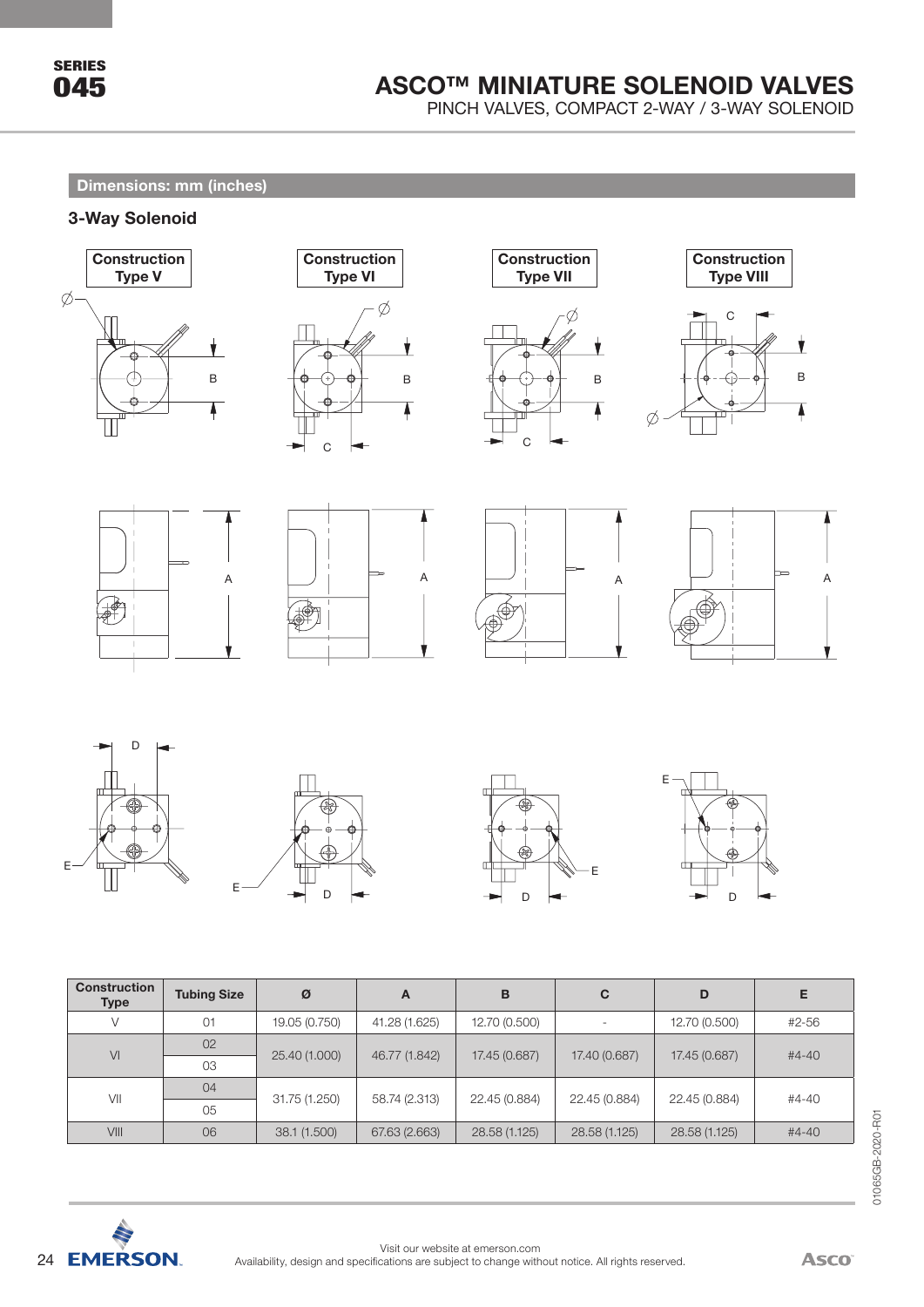# ASCO™ MINIATURE SOLENOID VALVES

PINCH VALVES, COMPACT 2-WAY / 3-WAY SOLENOID

SERIES 045

## Dimensions: mm (inches)

### 3-Way Solenoid

Construction Type V

Construction Type VI

Construction Type VII

Construction Type VIII

Ø
B
C
A
D
E

| Construction Type | Tubing Size | Ø | A | B | C | D | E |
|---|---|---|---|---|---|---|---|
| V | 01 | 19.05 (0.750) | 41.28 (1.625) | 12.70 (0.500) | - | 12.70 (0.500) | #2-56 |
| VI | 02 | 25.40 (1.000) | 46.77 (1.842) | 17.45 (0.687) | 17.40 (0.687) | 17.45 (0.687) | #4-40 |
| | 03 | | | | | | |
| VII | 04 | 31.75 (1.250) | 58.74 (2.313) | 22.45 (0.884) | 22.45 (0.884) | 22.45 (0.884) | #4-40 |
| | 05 | | | | | | |
| VIII | 06 | 38.1 (1.500) | 67.63 (2.663) | 28.58 (1.125) | 28.58 (1.125) | 28.58 (1.125) | #4-40 |

Visit our website at emerson.com
Availability, design and specifications are subject to change without notice. All rights reserved.

01065GB-2020-R01